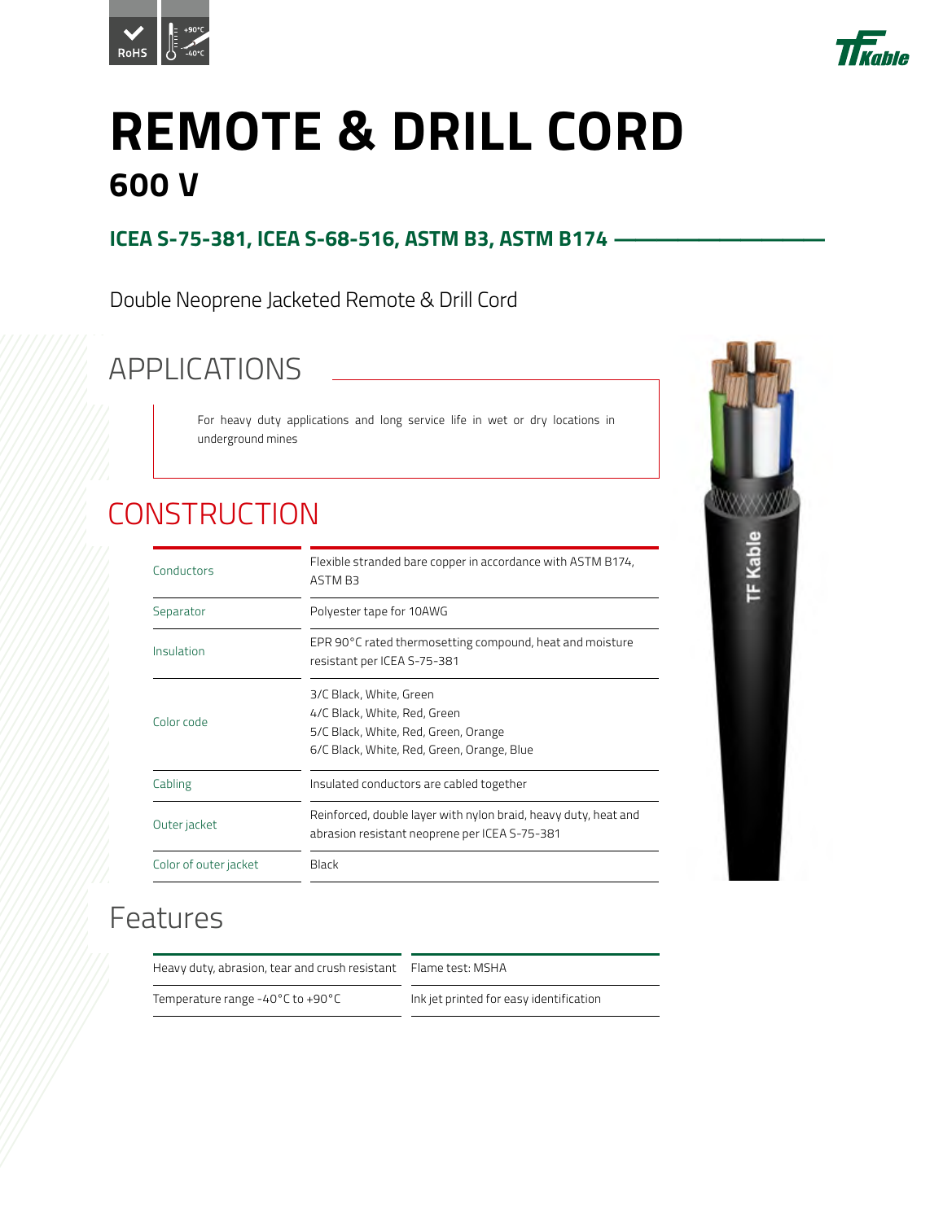# REMOTE & DRILL CORD

## 600 V

**ICEA S-75-381, ICEA S-68-516, ASTM B3, ASTM B174**

Double Neoprene Jacketed Remote & Drill Cord

## APPLICATIONS

For heavy duty applications and long service life in wet or dry locations in underground mines

## CONSTRUCTION

| | |
|---|---|
| Conductors | Flexible stranded bare copper in accordance with ASTM B174, ASTM B3 |
| Separator | Polyester tape for 10AWG |
| Insulation | EPR 90°C rated thermosetting compound, heat and moisture resistant per ICEA S-75-381 |
| Color code | 3/C Black, White, Green<br>4/C Black, White, Red, Green<br>5/C Black, White, Red, Green, Orange<br>6/C Black, White, Red, Green, Orange, Blue |
| Cabling | Insulated conductors are cabled together |
| Outer jacket | Reinforced, double layer with nylon braid, heavy duty, heat and abrasion resistant neoprene per ICEA S-75-381 |
| Color of outer jacket | Black |

## Features

| | |
|---|---|
| Heavy duty, abrasion, tear and crush resistant | Flame test: MSHA |
| Temperature range -40°C to +90°C | Ink jet printed for easy identification |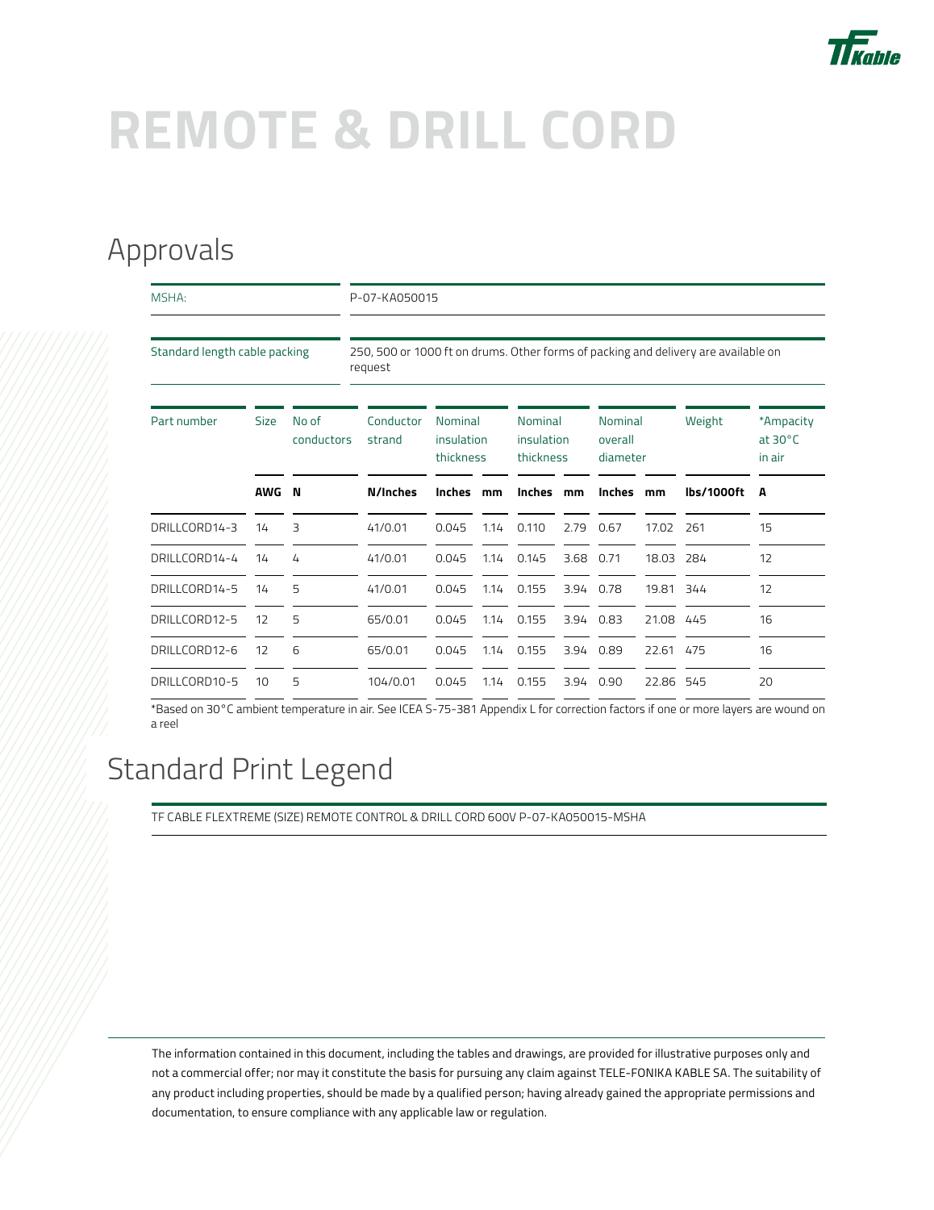# REMOTE & DRILL CORD

## Approvals

| | |
|---|---|
| MSHA: | P-07-KA050015 |
| Standard length cable packing | 250, 500 or 1000 ft on drums. Other forms of packing and delivery are available on request |

| Part number | Size | No of conductors | Conductor strand | Nominal insulation thickness | | Nominal insulation thickness | | Nominal overall diameter | | Weight | *Ampacity at 30°C in air |
|---|---|---|---|---|---|---|---|---|---|---|---|
| | AWG | N | N/Inches | Inches | mm | Inches | mm | Inches | mm | lbs/1000ft | A |
| DRILLCORD14-3 | 14 | 3 | 41/0.01 | 0.045 | 1.14 | 0.110 | 2.79 | 0.67 | 17.02 | 261 | 15 |
| DRILLCORD14-4 | 14 | 4 | 41/0.01 | 0.045 | 1.14 | 0.145 | 3.68 | 0.71 | 18.03 | 284 | 12 |
| DRILLCORD14-5 | 14 | 5 | 41/0.01 | 0.045 | 1.14 | 0.155 | 3.94 | 0.78 | 19.81 | 344 | 12 |
| DRILLCORD12-5 | 12 | 5 | 65/0.01 | 0.045 | 1.14 | 0.155 | 3.94 | 0.83 | 21.08 | 445 | 16 |
| DRILLCORD12-6 | 12 | 6 | 65/0.01 | 0.045 | 1.14 | 0.155 | 3.94 | 0.89 | 22.61 | 475 | 16 |
| DRILLCORD10-5 | 10 | 5 | 104/0.01 | 0.045 | 1.14 | 0.155 | 3.94 | 0.90 | 22.86 | 545 | 20 |

*Based on 30°C ambient temperature in air. See ICEA S-75-381 Appendix L for correction factors if one or more layers are wound on a reel

## Standard Print Legend

TF CABLE FLEXTREME (SIZE) REMOTE CONTROL & DRILL CORD 600V P-07-KA050015-MSHA

The information contained in this document, including the tables and drawings, are provided for illustrative purposes only and not a commercial offer; nor may it constitute the basis for pursuing any claim against TELE-FONIKA KABLE SA. The suitability of any product including properties, should be made by a qualified person; having already gained the appropriate permissions and documentation, to ensure compliance with any applicable law or regulation.